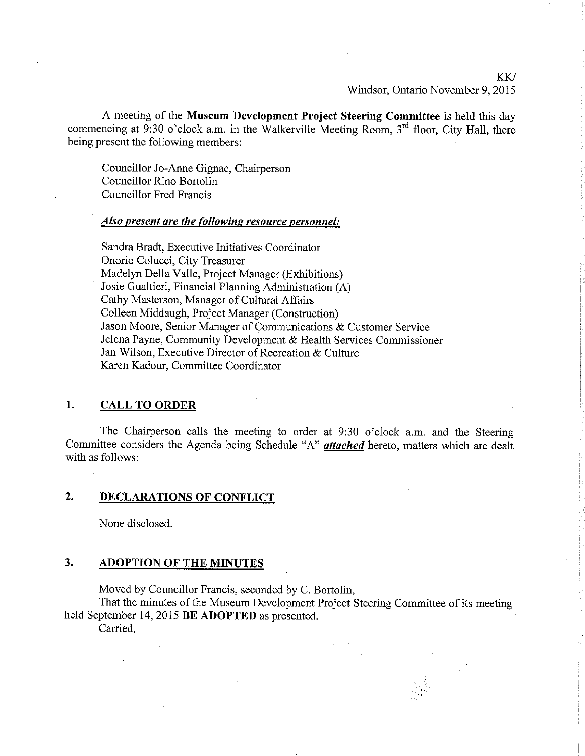KK/
Windsor, Ontario November 9, 2015

A meeting of the **Museum Development Project Steering Committee** is held this day commencing at 9:30 o'clock a.m. in the Walkerville Meeting Room, 3rd floor, City Hall, there being present the following members:

Councillor Jo-Anne Gignac, Chairperson
Councillor Rino Bortolin
Councillor Fred Francis

***Also present are the following resource personnel:***

Sandra Bradt, Executive Initiatives Coordinator
Onorio Colucci, City Treasurer
Madelyn Della Valle, Project Manager (Exhibitions)
Josie Gualtieri, Financial Planning Administration (A)
Cathy Masterson, Manager of Cultural Affairs
Colleen Middaugh, Project Manager (Construction)
Jason Moore, Senior Manager of Communications & Customer Service
Jelena Payne, Community Development & Health Services Commissioner
Jan Wilson, Executive Director of Recreation & Culture
Karen Kadour, Committee Coordinator

## 1. CALL TO ORDER

The Chairperson calls the meeting to order at 9:30 o'clock a.m. and the Steering Committee considers the Agenda being Schedule "A" ***attached*** hereto, matters which are dealt with as follows:

## 2. DECLARATIONS OF CONFLICT

None disclosed.

## 3. ADOPTION OF THE MINUTES

Moved by Councillor Francis, seconded by C. Bortolin,
That the minutes of the Museum Development Project Steering Committee of its meeting held September 14, 2015 **BE ADOPTED** as presented.
Carried.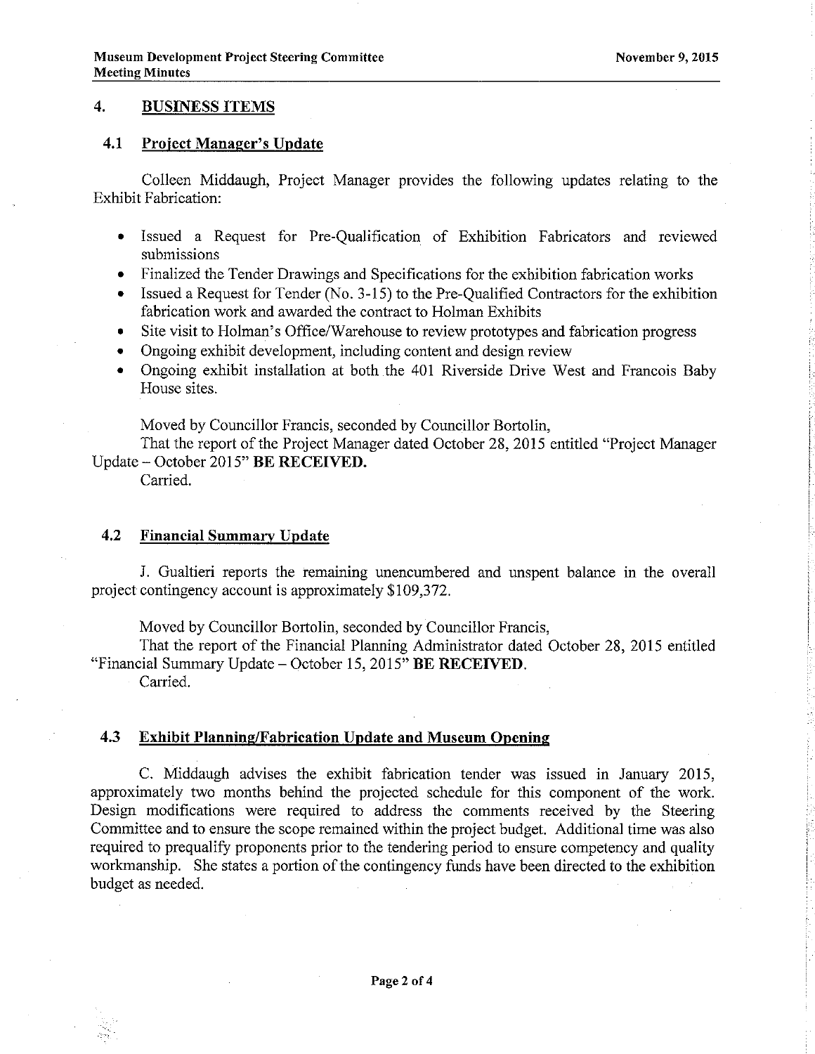## 4. BUSINESS ITEMS

### 4.1 Project Manager's Update

Colleen Middaugh, Project Manager provides the following updates relating to the Exhibit Fabrication:

- Issued a Request for Pre-Qualification of Exhibition Fabricators and reviewed submissions
- Finalized the Tender Drawings and Specifications for the exhibition fabrication works
- Issued a Request for Tender (No. 3-15) to the Pre-Qualified Contractors for the exhibition fabrication work and awarded the contract to Holman Exhibits
- Site visit to Holman's Office/Warehouse to review prototypes and fabrication progress
- Ongoing exhibit development, including content and design review
- Ongoing exhibit installation at both the 401 Riverside Drive West and Francois Baby House sites.

Moved by Councillor Francis, seconded by Councillor Bortolin,
That the report of the Project Manager dated October 28, 2015 entitled "Project Manager Update – October 2015" **BE RECEIVED.**
Carried.

### 4.2 Financial Summary Update

J. Gualtieri reports the remaining unencumbered and unspent balance in the overall project contingency account is approximately $109,372.

Moved by Councillor Bortolin, seconded by Councillor Francis,
That the report of the Financial Planning Administrator dated October 28, 2015 entitled "Financial Summary Update – October 15, 2015" **BE RECEIVED.**
Carried.

### 4.3 Exhibit Planning/Fabrication Update and Museum Opening

C. Middaugh advises the exhibit fabrication tender was issued in January 2015, approximately two months behind the projected schedule for this component of the work. Design modifications were required to address the comments received by the Steering Committee and to ensure the scope remained within the project budget. Additional time was also required to prequalify proponents prior to the tendering period to ensure competency and quality workmanship. She states a portion of the contingency funds have been directed to the exhibition budget as needed.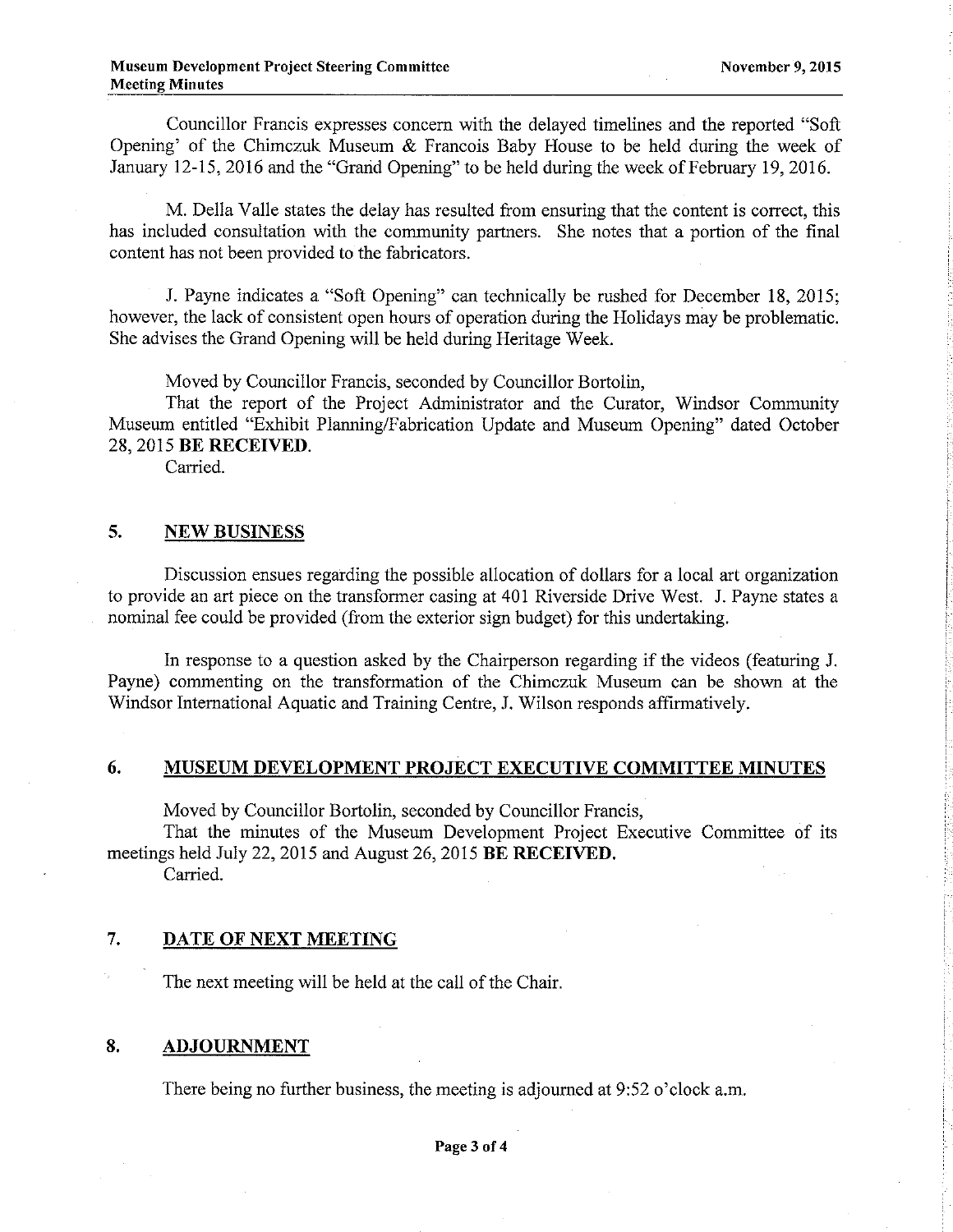Councillor Francis expresses concern with the delayed timelines and the reported "Soft Opening' of the Chimczuk Museum & Francois Baby House to be held during the week of January 12-15, 2016 and the "Grand Opening" to be held during the week of February 19, 2016.

M. Della Valle states the delay has resulted from ensuring that the content is correct, this has included consultation with the community partners. She notes that a portion of the final content has not been provided to the fabricators.

J. Payne indicates a "Soft Opening" can technically be rushed for December 18, 2015; however, the lack of consistent open hours of operation during the Holidays may be problematic. She advises the Grand Opening will be held during Heritage Week.

Moved by Councillor Francis, seconded by Councillor Bortolin,

That the report of the Project Administrator and the Curator, Windsor Community Museum entitled "Exhibit Planning/Fabrication Update and Museum Opening" dated October 28, 2015 **BE RECEIVED**.

Carried.

## 5. NEW BUSINESS

Discussion ensues regarding the possible allocation of dollars for a local art organization to provide an art piece on the transformer casing at 401 Riverside Drive West. J. Payne states a nominal fee could be provided (from the exterior sign budget) for this undertaking.

In response to a question asked by the Chairperson regarding if the videos (featuring J. Payne) commenting on the transformation of the Chimczuk Museum can be shown at the Windsor International Aquatic and Training Centre, J. Wilson responds affirmatively.

## 6. MUSEUM DEVELOPMENT PROJECT EXECUTIVE COMMITTEE MINUTES

Moved by Councillor Bortolin, seconded by Councillor Francis,

That the minutes of the Museum Development Project Executive Committee of its meetings held July 22, 2015 and August 26, 2015 **BE RECEIVED.**

Carried.

## 7. DATE OF NEXT MEETING

The next meeting will be held at the call of the Chair.

## 8. ADJOURNMENT

There being no further business, the meeting is adjourned at 9:52 o'clock a.m.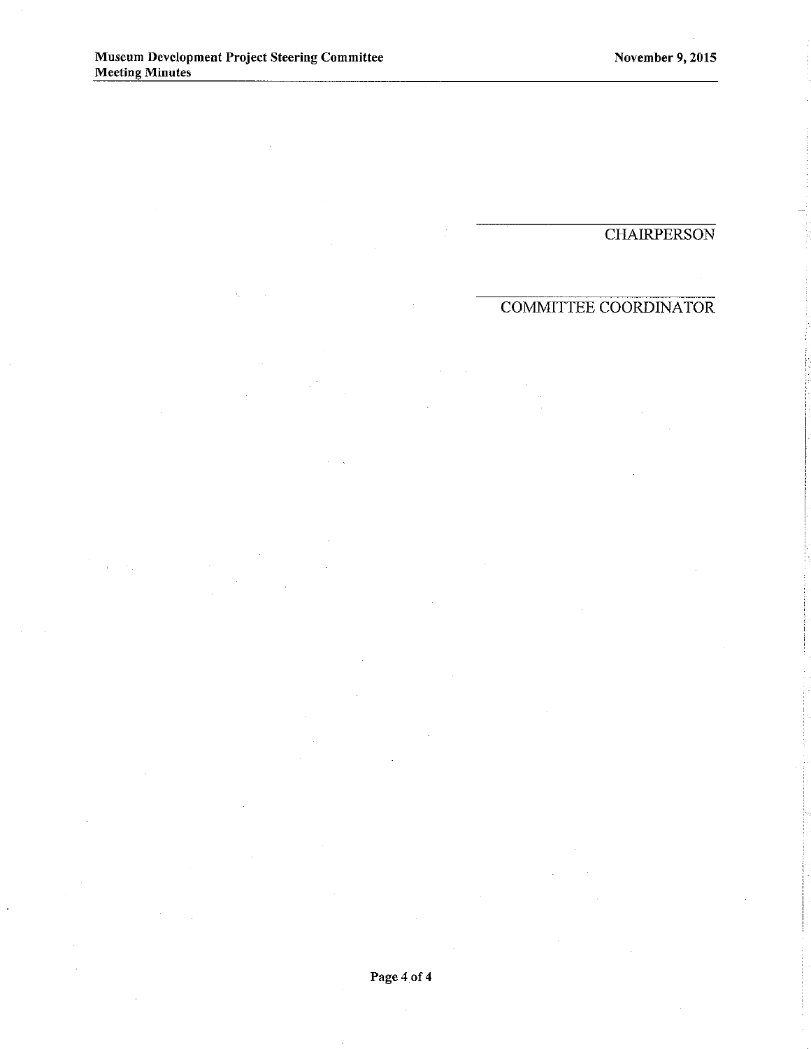\_\_\_\_\_\_\_\_\_\_\_\_\_\_\_\_\_\_\_\_\_\_\_\_\_\_\_\_\_\_

CHAIRPERSON

\_\_\_\_\_\_\_\_\_\_\_\_\_\_\_\_\_\_\_\_\_\_\_\_\_\_\_\_\_\_

COMMITTEE COORDINATOR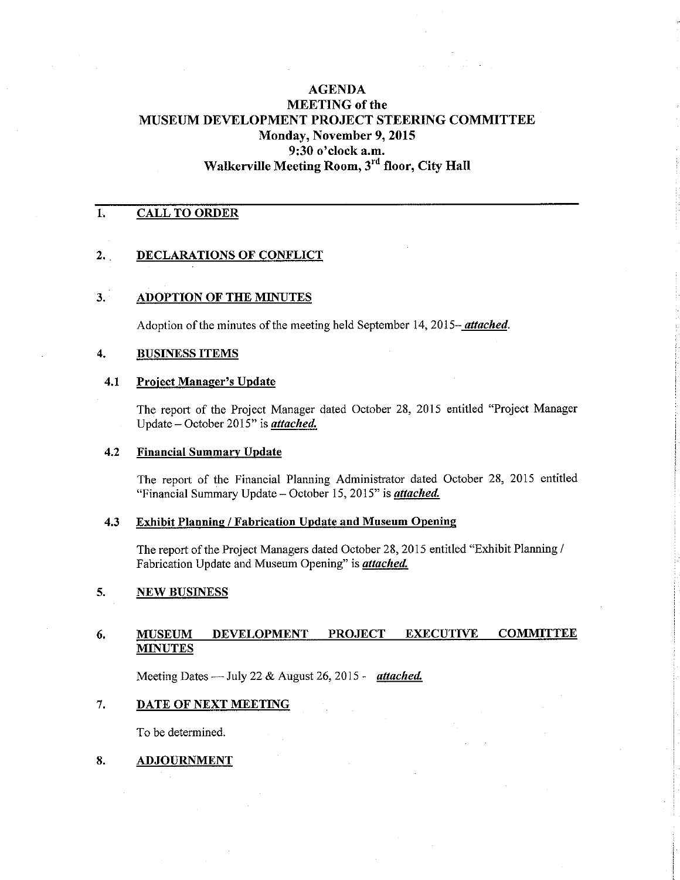# AGENDA
## MEETING of the
## MUSEUM DEVELOPMENT PROJECT STEERING COMMITTEE
**Monday, November 9, 2015**
**9:30 o'clock a.m.**
**Walkerville Meeting Room, 3rd floor, City Hall**

---

## 1. CALL TO ORDER

## 2. DECLARATIONS OF CONFLICT

## 3. ADOPTION OF THE MINUTES

Adoption of the minutes of the meeting held September 14, 2015– ***attached***.

## 4. BUSINESS ITEMS

### 4.1 Project Manager's Update

The report of the Project Manager dated October 28, 2015 entitled "Project Manager Update – October 2015" is ***attached.***

### 4.2 Financial Summary Update

The report of the Financial Planning Administrator dated October 28, 2015 entitled "Financial Summary Update – October 15, 2015" is ***attached.***

### 4.3 Exhibit Planning / Fabrication Update and Museum Opening

The report of the Project Managers dated October 28, 2015 entitled "Exhibit Planning / Fabrication Update and Museum Opening" is ***attached.***

## 5. NEW BUSINESS

## 6. MUSEUM DEVELOPMENT PROJECT EXECUTIVE COMMITTEE MINUTES

Meeting Dates — July 22 & August 26, 2015 - ***attached.***

## 7. DATE OF NEXT MEETING

To be determined.

## 8. ADJOURNMENT